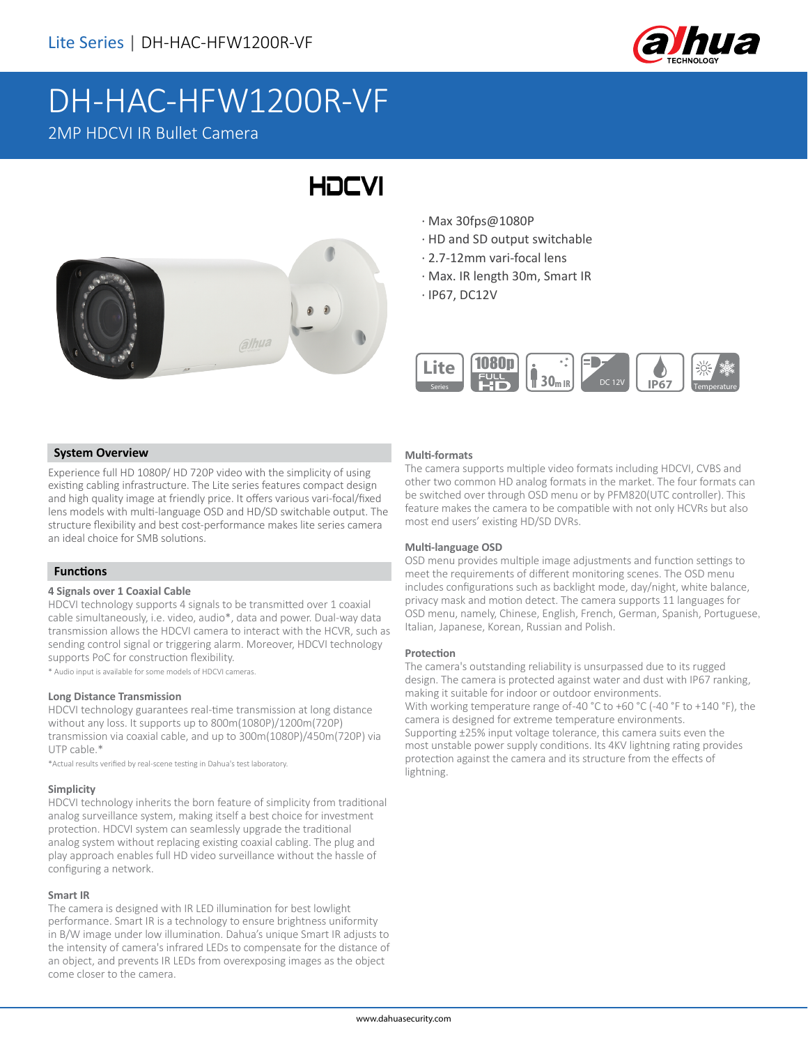# DH-HAC-HFW1200R-VF

2MP HDCVI IR Bullet Camera

HDCVI

- Max 30fps@1080P
- HD and SD output switchable
- 2.7-12mm vari-focal lens
- Max. IR length 30m, Smart IR
- IP67, DC12V

## System Overview

Experience full HD 1080P/ HD 720P video with the simplicity of using existing cabling infrastructure. The Lite series features compact design and high quality image at friendly price. It offers various vari-focal/fixed lens models with multi-language OSD and HD/SD switchable output. The structure flexibility and best cost-performance makes lite series camera an ideal choice for SMB solutions.

## Functions

### 4 Signals over 1 Coaxial Cable

HDCVI technology supports 4 signals to be transmitted over 1 coaxial cable simultaneously, i.e. video, audio*, data and power. Dual-way data transmission allows the HDCVI camera to interact with the HCVR, such as sending control signal or triggering alarm. Moreover, HDCVI technology supports PoC for construction flexibility.

* Audio input is available for some models of HDCVI cameras.

### Long Distance Transmission

HDCVI technology guarantees real-time transmission at long distance without any loss. It supports up to 800m(1080P)/1200m(720P) transmission via coaxial cable, and up to 300m(1080P)/450m(720P) via UTP cable.*

*Actual results verified by real-scene testing in Dahua's test laboratory.

### Simplicity

HDCVI technology inherits the born feature of simplicity from traditional analog surveillance system, making itself a best choice for investment protection. HDCVI system can seamlessly upgrade the traditional analog system without replacing existing coaxial cabling. The plug and play approach enables full HD video surveillance without the hassle of configuring a network.

### Smart IR

The camera is designed with IR LED illumination for best lowlight performance. Smart IR is a technology to ensure brightness uniformity in B/W image under low illumination. Dahua's unique Smart IR adjusts to the intensity of camera's infrared LEDs to compensate for the distance of an object, and prevents IR LEDs from overexposing images as the object come closer to the camera.

### Multi-formats

The camera supports multiple video formats including HDCVI, CVBS and other two common HD analog formats in the market. The four formats can be switched over through OSD menu or by PFM820(UTC controller). This feature makes the camera to be compatible with not only HCVRs but also most end users' existing HD/SD DVRs.

### Multi-language OSD

OSD menu provides multiple image adjustments and function settings to meet the requirements of different monitoring scenes. The OSD menu includes configurations such as backlight mode, day/night, white balance, privacy mask and motion detect. The camera supports 11 languages for OSD menu, namely, Chinese, English, French, German, Spanish, Portuguese, Italian, Japanese, Korean, Russian and Polish.

### Protection

The camera's outstanding reliability is unsurpassed due to its rugged design. The camera is protected against water and dust with IP67 ranking, making it suitable for indoor or outdoor environments.

With working temperature range of-40 °C to +60 °C (-40 °F to +140 °F), the camera is designed for extreme temperature environments.

Supporting ±25% input voltage tolerance, this camera suits even the most unstable power supply conditions. Its 4KV lightning rating provides protection against the camera and its structure from the effects of lightning.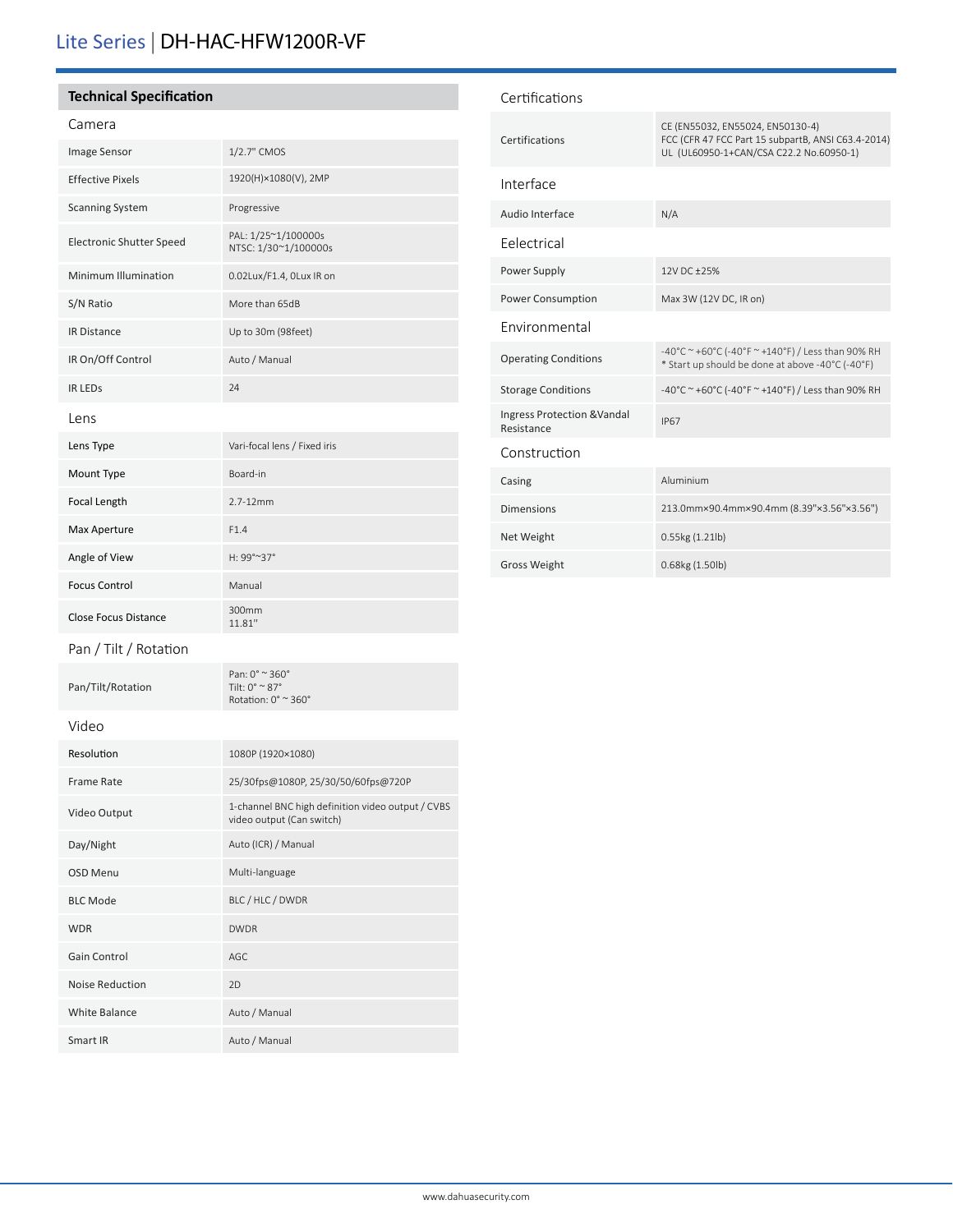# Lite Series | DH-HAC-HFW1200R-VF

## Technical Specification

### Camera

| | |
|---|---|
| Image Sensor | 1/2.7" CMOS |
| Effective Pixels | 1920(H)×1080(V), 2MP |
| Scanning System | Progressive |
| Electronic Shutter Speed | PAL: 1/25~1/100000s<br>NTSC: 1/30~1/100000s |
| Minimum Illumination | 0.02Lux/F1.4, 0Lux IR on |
| S/N Ratio | More than 65dB |
| IR Distance | Up to 30m (98feet) |
| IR On/Off Control | Auto / Manual |
| IR LEDs | 24 |

### Lens

| | |
|---|---|
| Lens Type | Vari-focal lens / Fixed iris |
| Mount Type | Board-in |
| Focal Length | 2.7-12mm |
| Max Aperture | F1.4 |
| Angle of View | H: 99°~37° |
| Focus Control | Manual |
| Close Focus Distance | 300mm<br>11.81" |

### Pan / Tilt / Rotation

| | |
|---|---|
| Pan/Tilt/Rotation | Pan: 0° ~ 360°<br>Tilt: 0° ~ 87°<br>Rotation: 0° ~ 360° |

### Video

| | |
|---|---|
| Resolution | 1080P (1920×1080) |
| Frame Rate | 25/30fps@1080P, 25/30/50/60fps@720P |
| Video Output | 1-channel BNC high definition video output / CVBS video output (Can switch) |
| Day/Night | Auto (ICR) / Manual |
| OSD Menu | Multi-language |
| BLC Mode | BLC / HLC / DWDR |
| WDR | DWDR |
| Gain Control | AGC |
| Noise Reduction | 2D |
| White Balance | Auto / Manual |
| Smart IR | Auto / Manual |

### Certifications

| | |
|---|---|
| Certifications | CE (EN55032, EN55024, EN50130-4)<br>FCC (CFR 47 FCC Part 15 subpartB, ANSI C63.4-2014)<br>UL (UL60950-1+CAN/CSA C22.2 No.60950-1) |

### Interface

| | |
|---|---|
| Audio Interface | N/A |

### Eelectrical

| | |
|---|---|
| Power Supply | 12V DC ±25% |
| Power Consumption | Max 3W (12V DC, IR on) |

### Environmental

| | |
|---|---|
| Operating Conditions | -40°C ~ +60°C (-40°F ~ +140°F) / Less than 90% RH<br>* Start up should be done at above -40°C (-40°F) |
| Storage Conditions | -40°C ~ +60°C (-40°F ~ +140°F) / Less than 90% RH |
| Ingress Protection &Vandal Resistance | IP67 |

### Construction

| | |
|---|---|
| Casing | Aluminium |
| Dimensions | 213.0mm×90.4mm×90.4mm (8.39"×3.56"×3.56") |
| Net Weight | 0.55kg (1.21lb) |
| Gross Weight | 0.68kg (1.50lb) |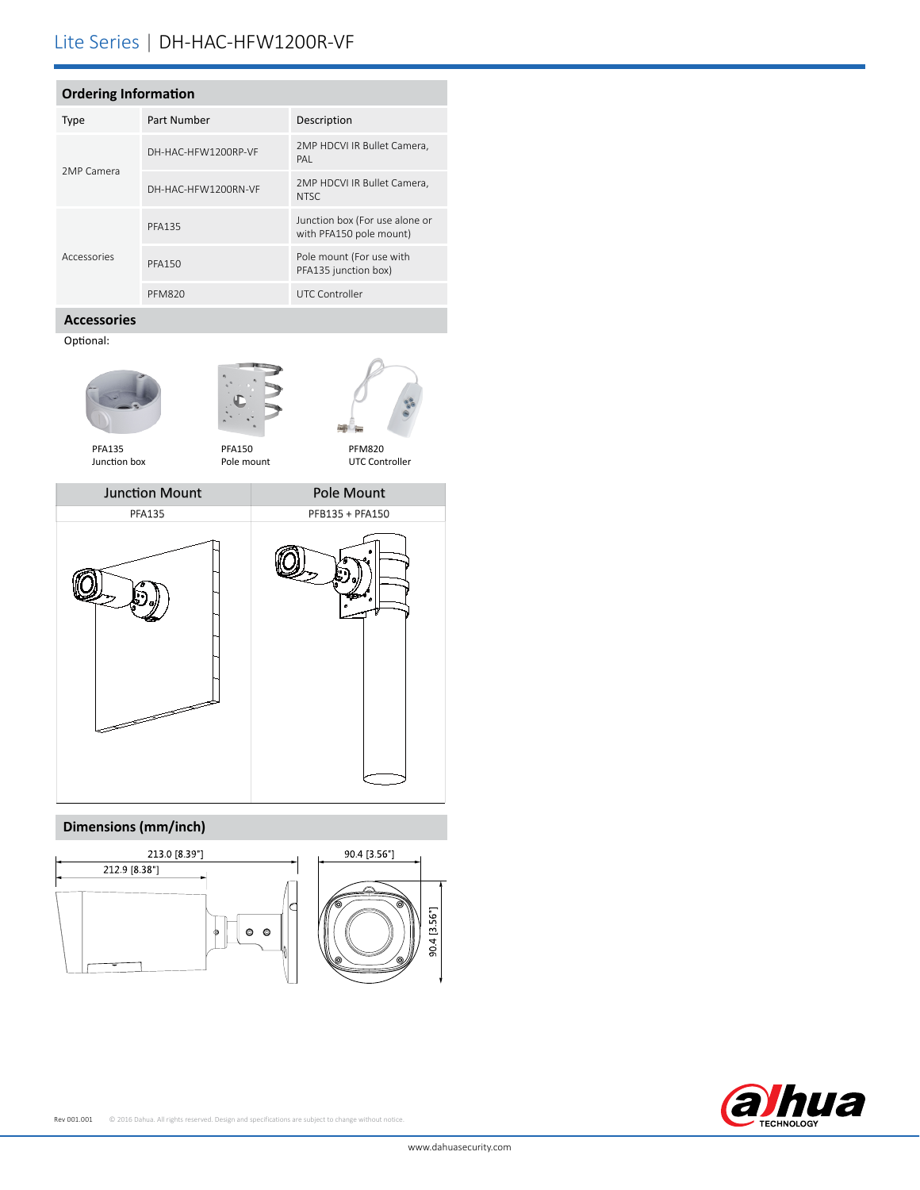## Ordering Information

| Type | Part Number | Description |
|---|---|---|
| 2MP Camera | DH-HAC-HFW1200RP-VF | 2MP HDCVI IR Bullet Camera, PAL |
| | DH-HAC-HFW1200RN-VF | 2MP HDCVI IR Bullet Camera, NTSC |
| Accessories | PFA135 | Junction box (For use alone or with PFA150 pole mount) |
| | PFA150 | Pole mount (For use with PFA135 junction box) |
| | PFM820 | UTC Controller |

## Accessories

Optional:

PFA135
Junction box

PFA150
Pole mount

PFM820
UTC Controller

| Junction Mount | Pole Mount |
|---|---|
| PFA135 | PFB135 + PFA150 |

## Dimensions (mm/inch)

213.0 [8.39"]
212.9 [8.38"]
90.4 [3.56"]
90.4 [3.56"]

Rev 001.001 © 2016 Dahua. All rights reserved. Design and specifications are subject to change without notice.

www.dahuasecurity.com